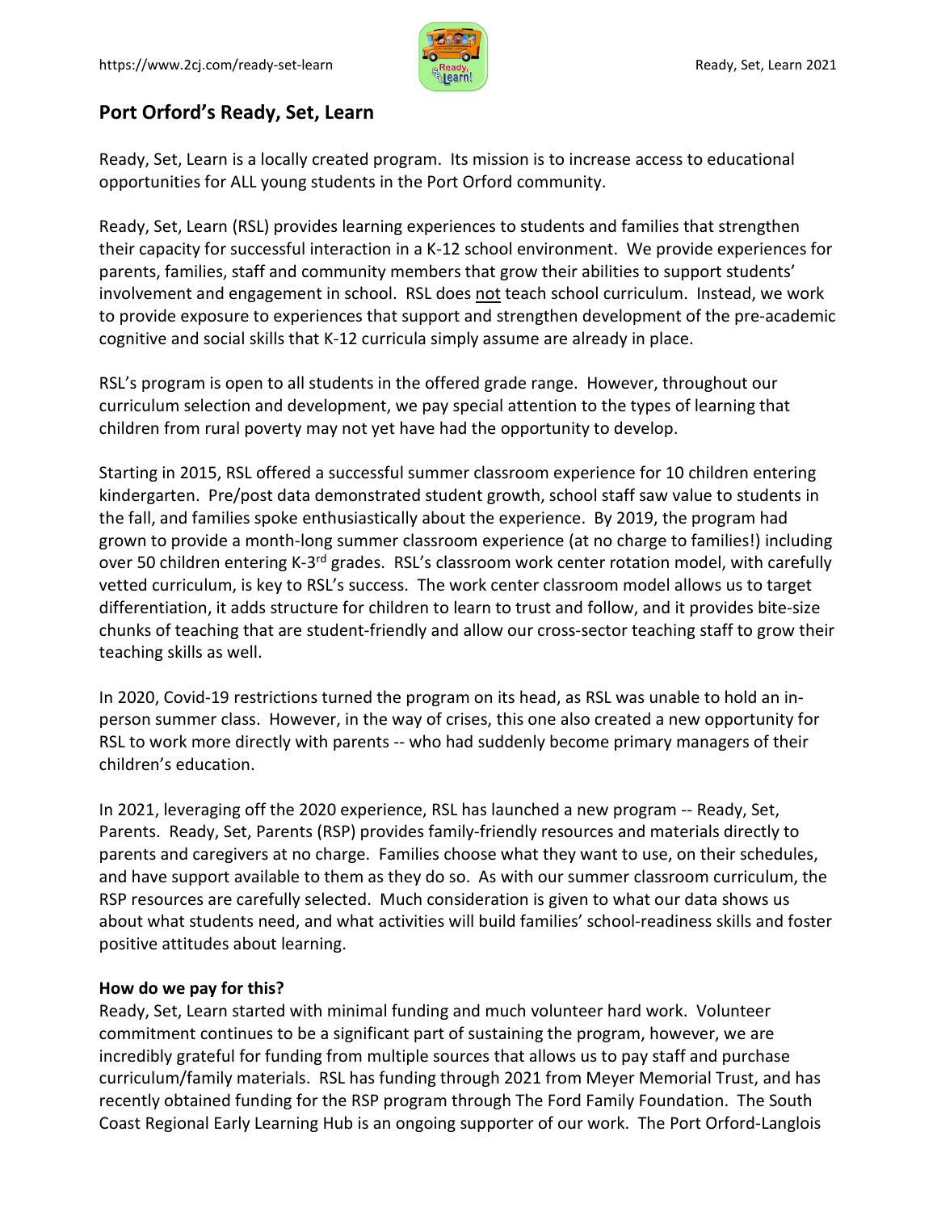## Port Orford's Ready, Set, Learn

Ready, Set, Learn is a locally created program. Its mission is to increase access to educational opportunities for ALL young students in the Port Orford community.

Ready, Set, Learn (RSL) provides learning experiences to students and families that strengthen their capacity for successful interaction in a K-12 school environment. We provide experiences for parents, families, staff and community members that grow their abilities to support students' involvement and engagement in school. RSL does not teach school curriculum. Instead, we work to provide exposure to experiences that support and strengthen development of the pre-academic cognitive and social skills that K-12 curricula simply assume are already in place.

RSL's program is open to all students in the offered grade range. However, throughout our curriculum selection and development, we pay special attention to the types of learning that children from rural poverty may not yet have had the opportunity to develop.

Starting in 2015, RSL offered a successful summer classroom experience for 10 children entering kindergarten. Pre/post data demonstrated student growth, school staff saw value to students in the fall, and families spoke enthusiastically about the experience. By 2019, the program had grown to provide a month-long summer classroom experience (at no charge to families!) including over 50 children entering K-3rd grades. RSL's classroom work center rotation model, with carefully vetted curriculum, is key to RSL's success. The work center classroom model allows us to target differentiation, it adds structure for children to learn to trust and follow, and it provides bite-size chunks of teaching that are student-friendly and allow our cross-sector teaching staff to grow their teaching skills as well.

In 2020, Covid-19 restrictions turned the program on its head, as RSL was unable to hold an in-person summer class. However, in the way of crises, this one also created a new opportunity for RSL to work more directly with parents -- who had suddenly become primary managers of their children's education.

In 2021, leveraging off the 2020 experience, RSL has launched a new program -- Ready, Set, Parents. Ready, Set, Parents (RSP) provides family-friendly resources and materials directly to parents and caregivers at no charge. Families choose what they want to use, on their schedules, and have support available to them as they do so. As with our summer classroom curriculum, the RSP resources are carefully selected. Much consideration is given to what our data shows us about what students need, and what activities will build families' school-readiness skills and foster positive attitudes about learning.

**How do we pay for this?**

Ready, Set, Learn started with minimal funding and much volunteer hard work. Volunteer commitment continues to be a significant part of sustaining the program, however, we are incredibly grateful for funding from multiple sources that allows us to pay staff and purchase curriculum/family materials. RSL has funding through 2021 from Meyer Memorial Trust, and has recently obtained funding for the RSP program through The Ford Family Foundation. The South Coast Regional Early Learning Hub is an ongoing supporter of our work. The Port Orford-Langlois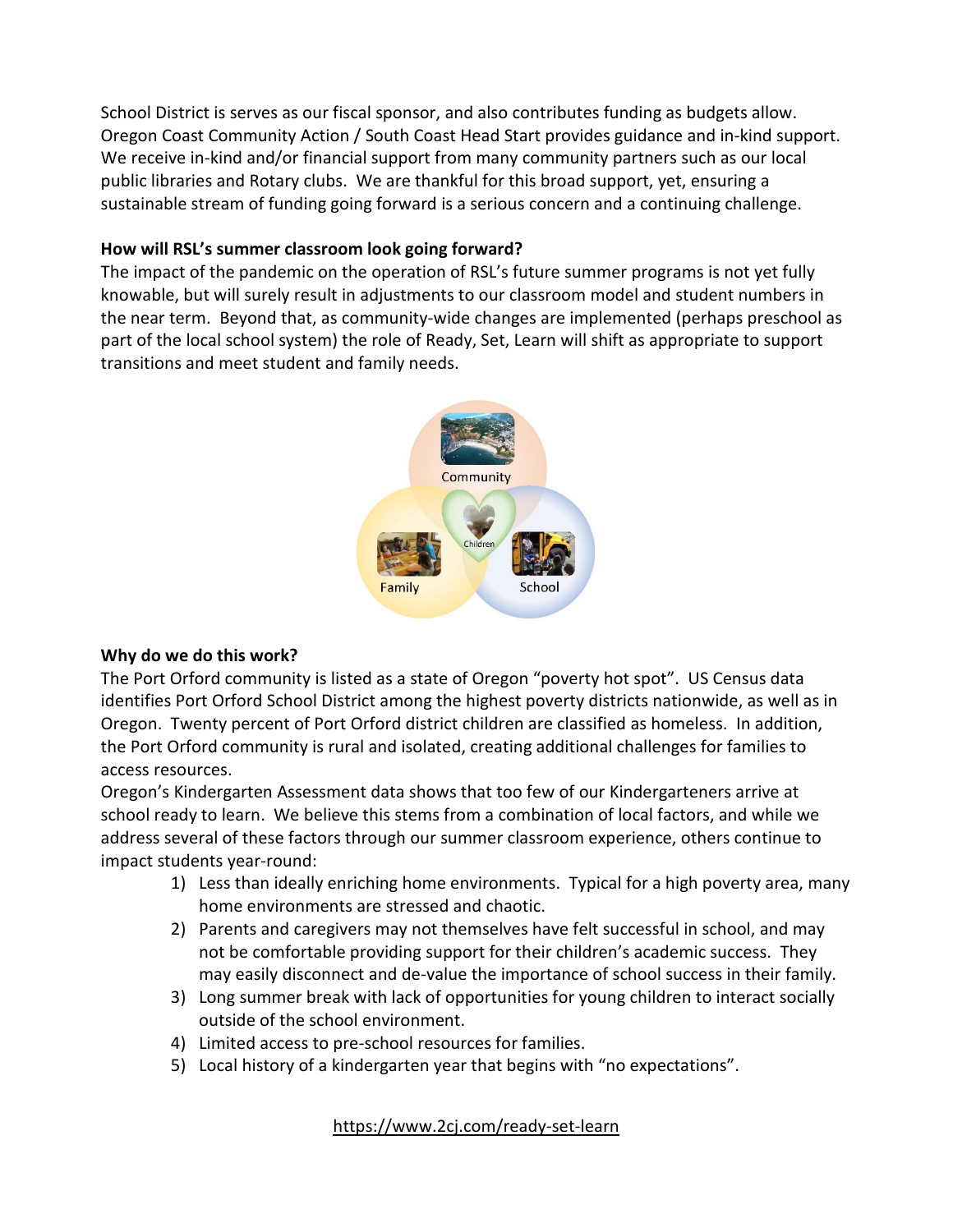School District is serves as our fiscal sponsor, and also contributes funding as budgets allow. Oregon Coast Community Action / South Coast Head Start provides guidance and in-kind support. We receive in-kind and/or financial support from many community partners such as our local public libraries and Rotary clubs. We are thankful for this broad support, yet, ensuring a sustainable stream of funding going forward is a serious concern and a continuing challenge.

**How will RSL's summer classroom look going forward?**

The impact of the pandemic on the operation of RSL's future summer programs is not yet fully knowable, but will surely result in adjustments to our classroom model and student numbers in the near term. Beyond that, as community-wide changes are implemented (perhaps preschool as part of the local school system) the role of Ready, Set, Learn will shift as appropriate to support transitions and meet student and family needs.

Community

Children

Family

School

**Why do we do this work?**

The Port Orford community is listed as a state of Oregon "poverty hot spot". US Census data identifies Port Orford School District among the highest poverty districts nationwide, as well as in Oregon. Twenty percent of Port Orford district children are classified as homeless. In addition, the Port Orford community is rural and isolated, creating additional challenges for families to access resources.

Oregon's Kindergarten Assessment data shows that too few of our Kindergarteners arrive at school ready to learn. We believe this stems from a combination of local factors, and while we address several of these factors through our summer classroom experience, others continue to impact students year-round:

1) Less than ideally enriching home environments. Typical for a high poverty area, many home environments are stressed and chaotic.
2) Parents and caregivers may not themselves have felt successful in school, and may not be comfortable providing support for their children's academic success. They may easily disconnect and de-value the importance of school success in their family.
3) Long summer break with lack of opportunities for young children to interact socially outside of the school environment.
4) Limited access to pre-school resources for families.
5) Local history of a kindergarten year that begins with "no expectations".

https://www.2cj.com/ready-set-learn